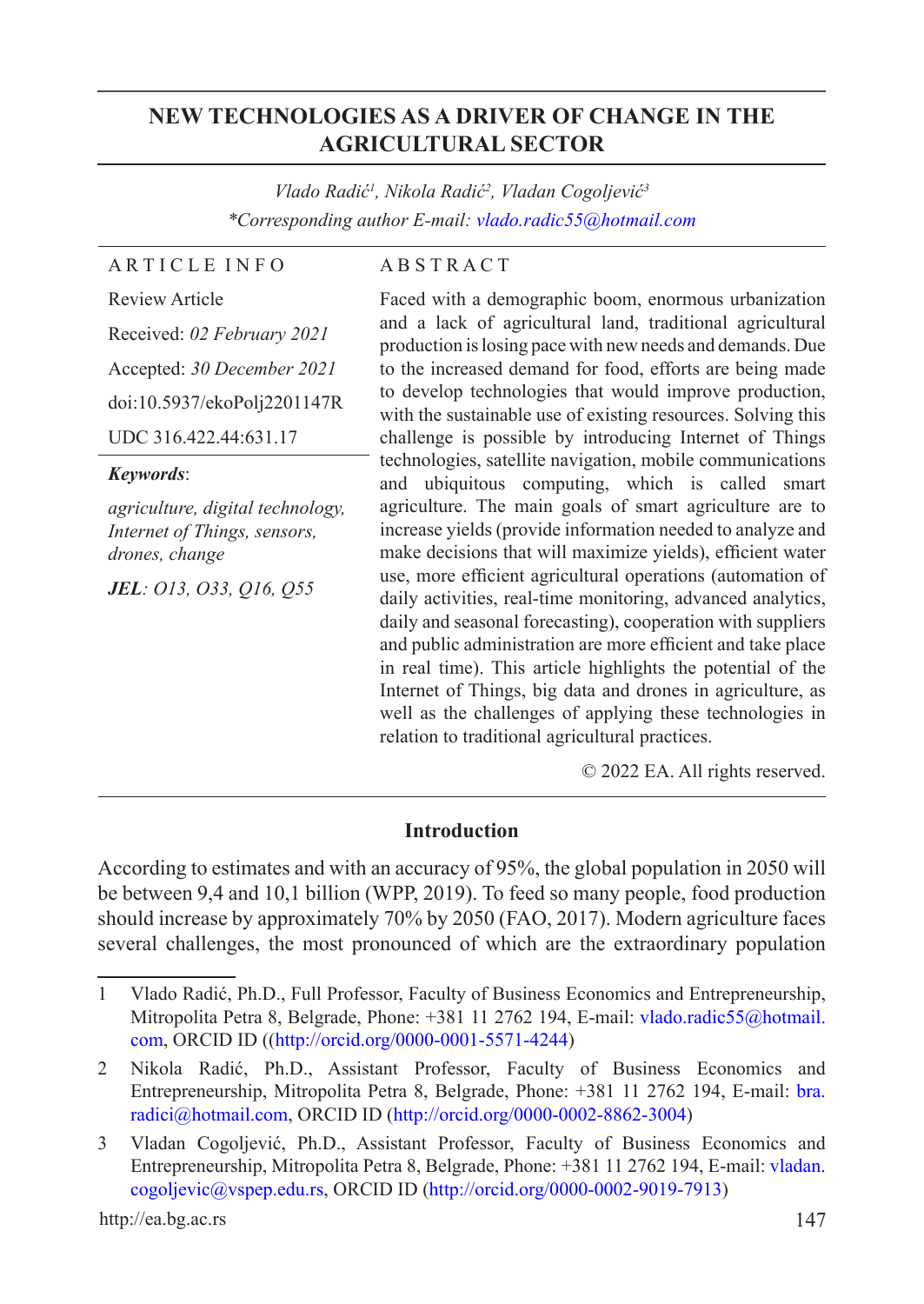# NEW TECHNOLOGIES AS A DRIVER OF CHANGE IN THE AGRICULTURAL SECTOR

*Vlado Radić[1], Nikola Radić[2], Vladan Cogoljević[3]*
*\*Corresponding author E-mail: vlado.radic55@hotmail.com*

**ARTICLE INFO**

Review Article

Received: *02 February 2021*

Accepted: *30 December 2021*

doi:10.5937/ekoPolj2201147R

UDC 316.422.44:631.17

***Keywords***:

*agriculture, digital technology, Internet of Things, sensors, drones, change*

***JEL***: *O13, O33, Q16, Q55*

**ABSTRACT**

Faced with a demographic boom, enormous urbanization and a lack of agricultural land, traditional agricultural production is losing pace with new needs and demands. Due to the increased demand for food, efforts are being made to develop technologies that would improve production, with the sustainable use of existing resources. Solving this challenge is possible by introducing Internet of Things technologies, satellite navigation, mobile communications and ubiquitous computing, which is called smart agriculture. The main goals of smart agriculture are to increase yields (provide information needed to analyze and make decisions that will maximize yields), efficient water use, more efficient agricultural operations (automation of daily activities, real-time monitoring, advanced analytics, daily and seasonal forecasting), cooperation with suppliers and public administration are more efficient and take place in real time). This article highlights the potential of the Internet of Things, big data and drones in agriculture, as well as the challenges of applying these technologies in relation to traditional agricultural practices.

© 2022 EA. All rights reserved.

## Introduction

According to estimates and with an accuracy of 95%, the global population in 2050 will be between 9,4 and 10,1 billion (WPP, 2019). To feed so many people, food production should increase by approximately 70% by 2050 (FAO, 2017). Modern agriculture faces several challenges, the most pronounced of which are the extraordinary population

---

1 Vlado Radić, Ph.D., Full Professor, Faculty of Business Economics and Entrepreneurship, Mitropolita Petra 8, Belgrade, Phone: +381 11 2762 194, E-mail: vlado.radic55@hotmail.com, ORCID ID ((http://orcid.org/0000-0001-5571-4244)

2 Nikola Radić, Ph.D., Assistant Professor, Faculty of Business Economics and Entrepreneurship, Mitropolita Petra 8, Belgrade, Phone: +381 11 2762 194, E-mail: bra.radici@hotmail.com, ORCID ID (http://orcid.org/0000-0002-8862-3004)

3 Vladan Cogoljević, Ph.D., Assistant Professor, Faculty of Business Economics and Entrepreneurship, Mitropolita Petra 8, Belgrade, Phone: +381 11 2762 194, E-mail: vladan.cogoljevic@vspep.edu.rs, ORCID ID (http://orcid.org/0000-0002-9019-7913)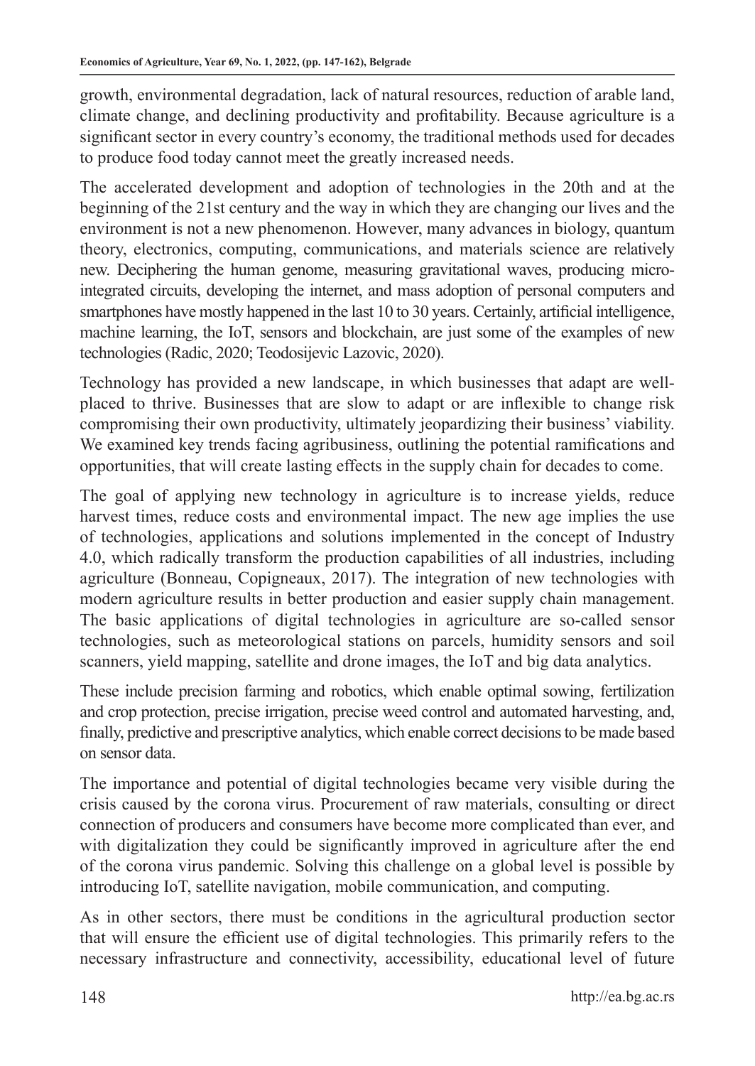growth, environmental degradation, lack of natural resources, reduction of arable land, climate change, and declining productivity and profitability. Because agriculture is a significant sector in every country's economy, the traditional methods used for decades to produce food today cannot meet the greatly increased needs.

The accelerated development and adoption of technologies in the 20th and at the beginning of the 21st century and the way in which they are changing our lives and the environment is not a new phenomenon. However, many advances in biology, quantum theory, electronics, computing, communications, and materials science are relatively new. Deciphering the human genome, measuring gravitational waves, producing micro-integrated circuits, developing the internet, and mass adoption of personal computers and smartphones have mostly happened in the last 10 to 30 years. Certainly, artificial intelligence, machine learning, the IoT, sensors and blockchain, are just some of the examples of new technologies (Radic, 2020; Teodosijevic Lazovic, 2020).

Technology has provided a new landscape, in which businesses that adapt are well-placed to thrive. Businesses that are slow to adapt or are inflexible to change risk compromising their own productivity, ultimately jeopardizing their business' viability. We examined key trends facing agribusiness, outlining the potential ramifications and opportunities, that will create lasting effects in the supply chain for decades to come.

The goal of applying new technology in agriculture is to increase yields, reduce harvest times, reduce costs and environmental impact. The new age implies the use of technologies, applications and solutions implemented in the concept of Industry 4.0, which radically transform the production capabilities of all industries, including agriculture (Bonneau, Copigneaux, 2017). The integration of new technologies with modern agriculture results in better production and easier supply chain management. The basic applications of digital technologies in agriculture are so-called sensor technologies, such as meteorological stations on parcels, humidity sensors and soil scanners, yield mapping, satellite and drone images, the IoT and big data analytics.

These include precision farming and robotics, which enable optimal sowing, fertilization and crop protection, precise irrigation, precise weed control and automated harvesting, and, finally, predictive and prescriptive analytics, which enable correct decisions to be made based on sensor data.

The importance and potential of digital technologies became very visible during the crisis caused by the corona virus. Procurement of raw materials, consulting or direct connection of producers and consumers have become more complicated than ever, and with digitalization they could be significantly improved in agriculture after the end of the corona virus pandemic. Solving this challenge on a global level is possible by introducing IoT, satellite navigation, mobile communication, and computing.

As in other sectors, there must be conditions in the agricultural production sector that will ensure the efficient use of digital technologies. This primarily refers to the necessary infrastructure and connectivity, accessibility, educational level of future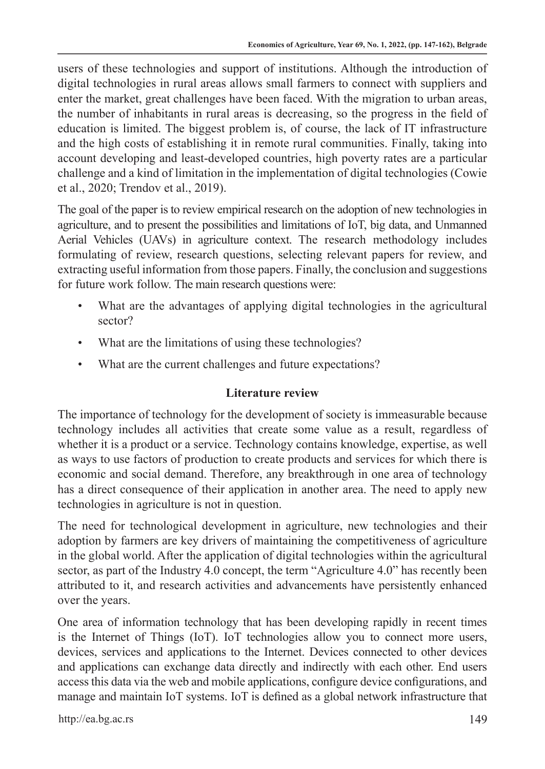users of these technologies and support of institutions. Although the introduction of digital technologies in rural areas allows small farmers to connect with suppliers and enter the market, great challenges have been faced. With the migration to urban areas, the number of inhabitants in rural areas is decreasing, so the progress in the field of education is limited. The biggest problem is, of course, the lack of IT infrastructure and the high costs of establishing it in remote rural communities. Finally, taking into account developing and least-developed countries, high poverty rates are a particular challenge and a kind of limitation in the implementation of digital technologies (Cowie et al., 2020; Trendov et al., 2019).

The goal of the paper is to review empirical research on the adoption of new technologies in agriculture, and to present the possibilities and limitations of IoT, big data, and Unmanned Aerial Vehicles (UAVs) in agriculture context. The research methodology includes formulating of review, research questions, selecting relevant papers for review, and extracting useful information from those papers. Finally, the conclusion and suggestions for future work follow. The main research questions were:

- What are the advantages of applying digital technologies in the agricultural sector?
- What are the limitations of using these technologies?
- What are the current challenges and future expectations?

## Literature review

The importance of technology for the development of society is immeasurable because technology includes all activities that create some value as a result, regardless of whether it is a product or a service. Technology contains knowledge, expertise, as well as ways to use factors of production to create products and services for which there is economic and social demand. Therefore, any breakthrough in one area of technology has a direct consequence of their application in another area. The need to apply new technologies in agriculture is not in question.

The need for technological development in agriculture, new technologies and their adoption by farmers are key drivers of maintaining the competitiveness of agriculture in the global world. After the application of digital technologies within the agricultural sector, as part of the Industry 4.0 concept, the term "Agriculture 4.0" has recently been attributed to it, and research activities and advancements have persistently enhanced over the years.

One area of information technology that has been developing rapidly in recent times is the Internet of Things (IoT). IoT technologies allow you to connect more users, devices, services and applications to the Internet. Devices connected to other devices and applications can exchange data directly and indirectly with each other. End users access this data via the web and mobile applications, configure device configurations, and manage and maintain IoT systems. IoT is defined as a global network infrastructure that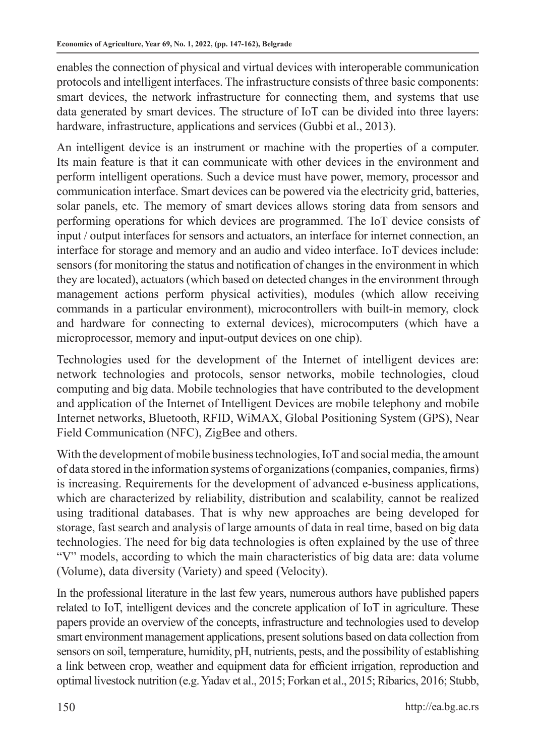enables the connection of physical and virtual devices with interoperable communication protocols and intelligent interfaces. The infrastructure consists of three basic components: smart devices, the network infrastructure for connecting them, and systems that use data generated by smart devices. The structure of IoT can be divided into three layers: hardware, infrastructure, applications and services (Gubbi et al., 2013).

An intelligent device is an instrument or machine with the properties of a computer. Its main feature is that it can communicate with other devices in the environment and perform intelligent operations. Such a device must have power, memory, processor and communication interface. Smart devices can be powered via the electricity grid, batteries, solar panels, etc. The memory of smart devices allows storing data from sensors and performing operations for which devices are programmed. The IoT device consists of input / output interfaces for sensors and actuators, an interface for internet connection, an interface for storage and memory and an audio and video interface. IoT devices include: sensors (for monitoring the status and notification of changes in the environment in which they are located), actuators (which based on detected changes in the environment through management actions perform physical activities), modules (which allow receiving commands in a particular environment), microcontrollers with built-in memory, clock and hardware for connecting to external devices), microcomputers (which have a microprocessor, memory and input-output devices on one chip).

Technologies used for the development of the Internet of intelligent devices are: network technologies and protocols, sensor networks, mobile technologies, cloud computing and big data. Mobile technologies that have contributed to the development and application of the Internet of Intelligent Devices are mobile telephony and mobile Internet networks, Bluetooth, RFID, WiMAX, Global Positioning System (GPS), Near Field Communication (NFC), ZigBee and others.

With the development of mobile business technologies, IoT and social media, the amount of data stored in the information systems of organizations (companies, companies, firms) is increasing. Requirements for the development of advanced e-business applications, which are characterized by reliability, distribution and scalability, cannot be realized using traditional databases. That is why new approaches are being developed for storage, fast search and analysis of large amounts of data in real time, based on big data technologies. The need for big data technologies is often explained by the use of three "V" models, according to which the main characteristics of big data are: data volume (Volume), data diversity (Variety) and speed (Velocity).

In the professional literature in the last few years, numerous authors have published papers related to IoT, intelligent devices and the concrete application of IoT in agriculture. These papers provide an overview of the concepts, infrastructure and technologies used to develop smart environment management applications, present solutions based on data collection from sensors on soil, temperature, humidity, pH, nutrients, pests, and the possibility of establishing a link between crop, weather and equipment data for efficient irrigation, reproduction and optimal livestock nutrition (e.g. Yadav et al., 2015; Forkan et al., 2015; Ribarics, 2016; Stubb,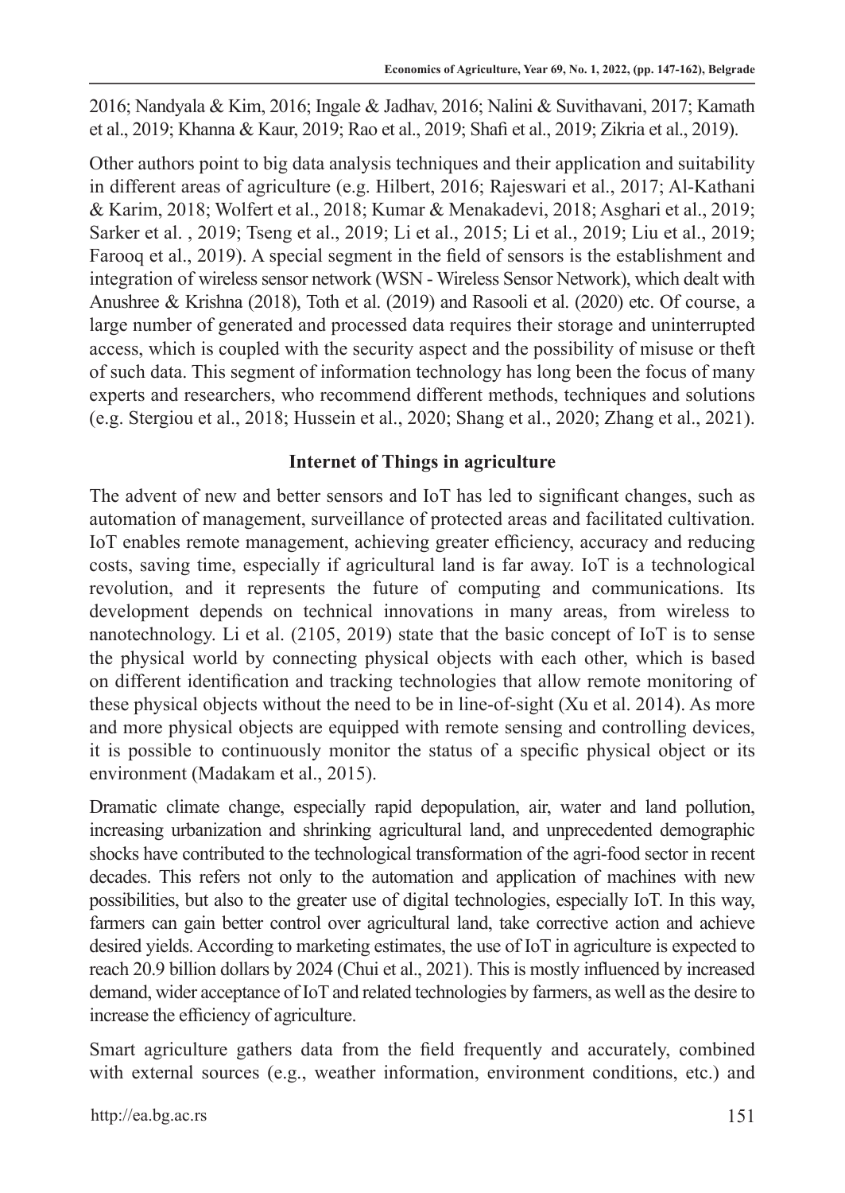2016; Nandyala & Kim, 2016; Ingale & Jadhav, 2016; Nalini & Suvithavani, 2017; Kamath et al., 2019; Khanna & Kaur, 2019; Rao et al., 2019; Shafi et al., 2019; Zikria et al., 2019).

Other authors point to big data analysis techniques and their application and suitability in different areas of agriculture (e.g. Hilbert, 2016; Rajeswari et al., 2017; Al-Kathani & Karim, 2018; Wolfert et al., 2018; Kumar & Menakadevi, 2018; Asghari et al., 2019; Sarker et al. , 2019; Tseng et al., 2019; Li et al., 2015; Li et al., 2019; Liu et al., 2019; Farooq et al., 2019). A special segment in the field of sensors is the establishment and integration of wireless sensor network (WSN - Wireless Sensor Network), which dealt with Anushree & Krishna (2018), Toth et al. (2019) and Rasooli et al. (2020) etc. Of course, a large number of generated and processed data requires their storage and uninterrupted access, which is coupled with the security aspect and the possibility of misuse or theft of such data. This segment of information technology has long been the focus of many experts and researchers, who recommend different methods, techniques and solutions (e.g. Stergiou et al., 2018; Hussein et al., 2020; Shang et al., 2020; Zhang et al., 2021).

## Internet of Things in agriculture

The advent of new and better sensors and IoT has led to significant changes, such as automation of management, surveillance of protected areas and facilitated cultivation. IoT enables remote management, achieving greater efficiency, accuracy and reducing costs, saving time, especially if agricultural land is far away. IoT is a technological revolution, and it represents the future of computing and communications. Its development depends on technical innovations in many areas, from wireless to nanotechnology. Li et al. (2105, 2019) state that the basic concept of IoT is to sense the physical world by connecting physical objects with each other, which is based on different identification and tracking technologies that allow remote monitoring of these physical objects without the need to be in line-of-sight (Xu et al. 2014). As more and more physical objects are equipped with remote sensing and controlling devices, it is possible to continuously monitor the status of a specific physical object or its environment (Madakam et al., 2015).

Dramatic climate change, especially rapid depopulation, air, water and land pollution, increasing urbanization and shrinking agricultural land, and unprecedented demographic shocks have contributed to the technological transformation of the agri-food sector in recent decades. This refers not only to the automation and application of machines with new possibilities, but also to the greater use of digital technologies, especially IoT. In this way, farmers can gain better control over agricultural land, take corrective action and achieve desired yields. According to marketing estimates, the use of IoT in agriculture is expected to reach 20.9 billion dollars by 2024 (Chui et al., 2021). This is mostly influenced by increased demand, wider acceptance of IoT and related technologies by farmers, as well as the desire to increase the efficiency of agriculture.

Smart agriculture gathers data from the field frequently and accurately, combined with external sources (e.g., weather information, environment conditions, etc.) and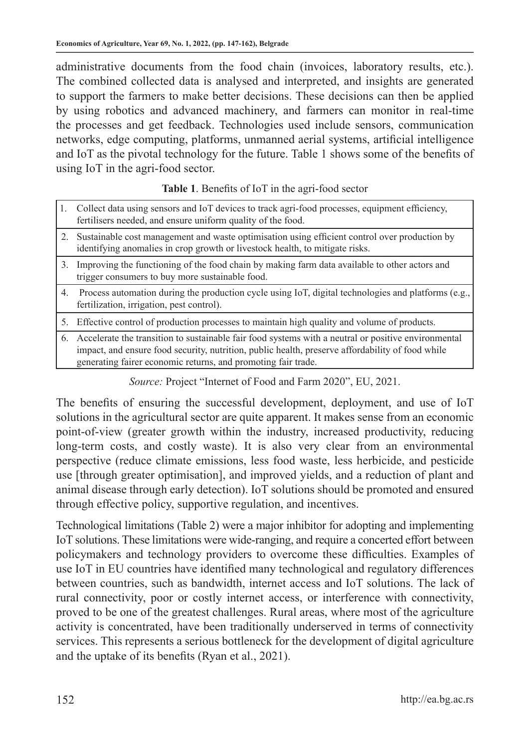administrative documents from the food chain (invoices, laboratory results, etc.). The combined collected data is analysed and interpreted, and insights are generated to support the farmers to make better decisions. These decisions can then be applied by using robotics and advanced machinery, and farmers can monitor in real-time the processes and get feedback. Technologies used include sensors, communication networks, edge computing, platforms, unmanned aerial systems, artificial intelligence and IoT as the pivotal technology for the future. Table 1 shows some of the benefits of using IoT in the agri-food sector.

**Table 1**. Benefits of IoT in the agri-food sector

| | |
|---|---|
| 1. | Collect data using sensors and IoT devices to track agri-food processes, equipment efficiency, fertilisers needed, and ensure uniform quality of the food. |
| 2. | Sustainable cost management and waste optimisation using efficient control over production by identifying anomalies in crop growth or livestock health, to mitigate risks. |
| 3. | Improving the functioning of the food chain by making farm data available to other actors and trigger consumers to buy more sustainable food. |
| 4. | Process automation during the production cycle using IoT, digital technologies and platforms (e.g., fertilization, irrigation, pest control). |
| 5. | Effective control of production processes to maintain high quality and volume of products. |
| 6. | Accelerate the transition to sustainable fair food systems with a neutral or positive environmental impact, and ensure food security, nutrition, public health, preserve affordability of food while generating fairer economic returns, and promoting fair trade. |

*Source:* Project "Internet of Food and Farm 2020", EU, 2021.

The benefits of ensuring the successful development, deployment, and use of IoT solutions in the agricultural sector are quite apparent. It makes sense from an economic point-of-view (greater growth within the industry, increased productivity, reducing long-term costs, and costly waste). It is also very clear from an environmental perspective (reduce climate emissions, less food waste, less herbicide, and pesticide use [through greater optimisation], and improved yields, and a reduction of plant and animal disease through early detection). IoT solutions should be promoted and ensured through effective policy, supportive regulation, and incentives.

Technological limitations (Table 2) were a major inhibitor for adopting and implementing IoT solutions. These limitations were wide-ranging, and require a concerted effort between policymakers and technology providers to overcome these difficulties. Examples of use IoT in EU countries have identified many technological and regulatory differences between countries, such as bandwidth, internet access and IoT solutions. The lack of rural connectivity, poor or costly internet access, or interference with connectivity, proved to be one of the greatest challenges. Rural areas, where most of the agriculture activity is concentrated, have been traditionally underserved in terms of connectivity services. This represents a serious bottleneck for the development of digital agriculture and the uptake of its benefits (Ryan et al., 2021).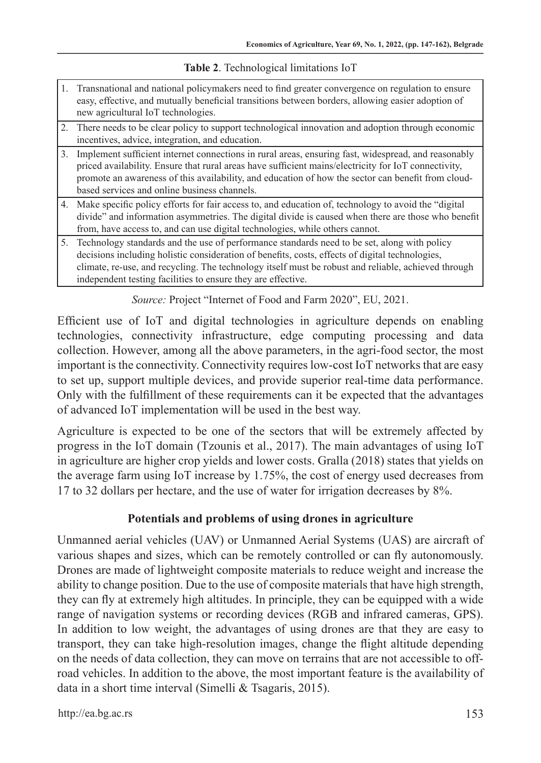**Table 2**. Technological limitations IoT

| | |
|---|---|
| 1. | Transnational and national policymakers need to find greater convergence on regulation to ensure easy, effective, and mutually beneficial transitions between borders, allowing easier adoption of new agricultural IoT technologies. |
| 2. | There needs to be clear policy to support technological innovation and adoption through economic incentives, advice, integration, and education. |
| 3. | Implement sufficient internet connections in rural areas, ensuring fast, widespread, and reasonably priced availability. Ensure that rural areas have sufficient mains/electricity for IoT connectivity, promote an awareness of this availability, and education of how the sector can benefit from cloud-based services and online business channels. |
| 4. | Make specific policy efforts for fair access to, and education of, technology to avoid the "digital divide" and information asymmetries. The digital divide is caused when there are those who benefit from, have access to, and can use digital technologies, while others cannot. |
| 5. | Technology standards and the use of performance standards need to be set, along with policy decisions including holistic consideration of benefits, costs, effects of digital technologies, climate, re-use, and recycling. The technology itself must be robust and reliable, achieved through independent testing facilities to ensure they are effective. |

*Source:* Project "Internet of Food and Farm 2020", EU, 2021.

Efficient use of IoT and digital technologies in agriculture depends on enabling technologies, connectivity infrastructure, edge computing processing and data collection. However, among all the above parameters, in the agri-food sector, the most important is the connectivity. Connectivity requires low-cost IoT networks that are easy to set up, support multiple devices, and provide superior real-time data performance. Only with the fulfillment of these requirements can it be expected that the advantages of advanced IoT implementation will be used in the best way.

Agriculture is expected to be one of the sectors that will be extremely affected by progress in the IoT domain (Tzounis et al., 2017). The main advantages of using IoT in agriculture are higher crop yields and lower costs. Gralla (2018) states that yields on the average farm using IoT increase by 1.75%, the cost of energy used decreases from 17 to 32 dollars per hectare, and the use of water for irrigation decreases by 8%.

## Potentials and problems of using drones in agriculture

Unmanned aerial vehicles (UAV) or Unmanned Aerial Systems (UAS) are aircraft of various shapes and sizes, which can be remotely controlled or can fly autonomously. Drones are made of lightweight composite materials to reduce weight and increase the ability to change position. Due to the use of composite materials that have high strength, they can fly at extremely high altitudes. In principle, they can be equipped with a wide range of navigation systems or recording devices (RGB and infrared cameras, GPS). In addition to low weight, the advantages of using drones are that they are easy to transport, they can take high-resolution images, change the flight altitude depending on the needs of data collection, they can move on terrains that are not accessible to off-road vehicles. In addition to the above, the most important feature is the availability of data in a short time interval (Simelli & Tsagaris, 2015).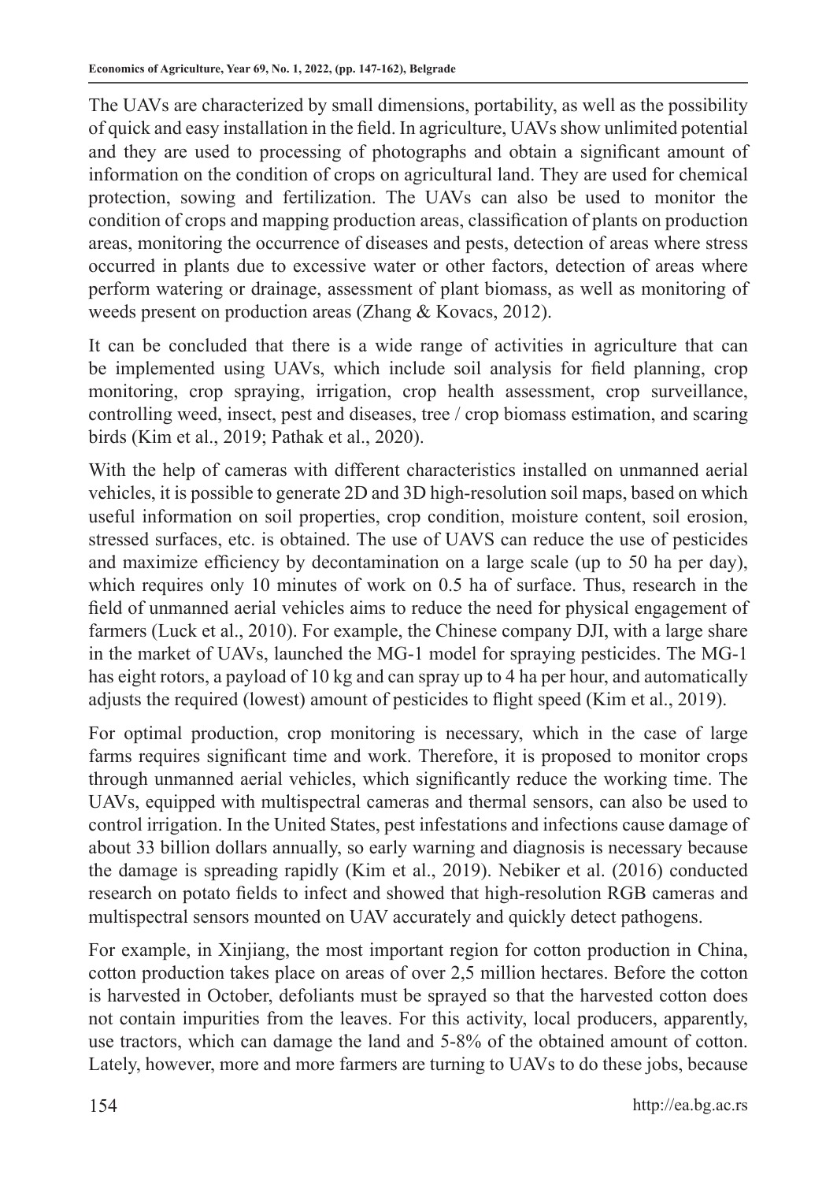The UAVs are characterized by small dimensions, portability, as well as the possibility of quick and easy installation in the field. In agriculture, UAVs show unlimited potential and they are used to processing of photographs and obtain a significant amount of information on the condition of crops on agricultural land. They are used for chemical protection, sowing and fertilization. The UAVs can also be used to monitor the condition of crops and mapping production areas, classification of plants on production areas, monitoring the occurrence of diseases and pests, detection of areas where stress occurred in plants due to excessive water or other factors, detection of areas where perform watering or drainage, assessment of plant biomass, as well as monitoring of weeds present on production areas (Zhang & Kovacs, 2012).

It can be concluded that there is a wide range of activities in agriculture that can be implemented using UAVs, which include soil analysis for field planning, crop monitoring, crop spraying, irrigation, crop health assessment, crop surveillance, controlling weed, insect, pest and diseases, tree / crop biomass estimation, and scaring birds (Kim et al., 2019; Pathak et al., 2020).

With the help of cameras with different characteristics installed on unmanned aerial vehicles, it is possible to generate 2D and 3D high-resolution soil maps, based on which useful information on soil properties, crop condition, moisture content, soil erosion, stressed surfaces, etc. is obtained. The use of UAVS can reduce the use of pesticides and maximize efficiency by decontamination on a large scale (up to 50 ha per day), which requires only 10 minutes of work on 0.5 ha of surface. Thus, research in the field of unmanned aerial vehicles aims to reduce the need for physical engagement of farmers (Luck et al., 2010). For example, the Chinese company DJI, with a large share in the market of UAVs, launched the MG-1 model for spraying pesticides. The MG-1 has eight rotors, a payload of 10 kg and can spray up to 4 ha per hour, and automatically adjusts the required (lowest) amount of pesticides to flight speed (Kim et al., 2019).

For optimal production, crop monitoring is necessary, which in the case of large farms requires significant time and work. Therefore, it is proposed to monitor crops through unmanned aerial vehicles, which significantly reduce the working time. The UAVs, equipped with multispectral cameras and thermal sensors, can also be used to control irrigation. In the United States, pest infestations and infections cause damage of about 33 billion dollars annually, so early warning and diagnosis is necessary because the damage is spreading rapidly (Kim et al., 2019). Nebiker et al. (2016) conducted research on potato fields to infect and showed that high-resolution RGB cameras and multispectral sensors mounted on UAV accurately and quickly detect pathogens.

For example, in Xinjiang, the most important region for cotton production in China, cotton production takes place on areas of over 2,5 million hectares. Before the cotton is harvested in October, defoliants must be sprayed so that the harvested cotton does not contain impurities from the leaves. For this activity, local producers, apparently, use tractors, which can damage the land and 5-8% of the obtained amount of cotton. Lately, however, more and more farmers are turning to UAVs to do these jobs, because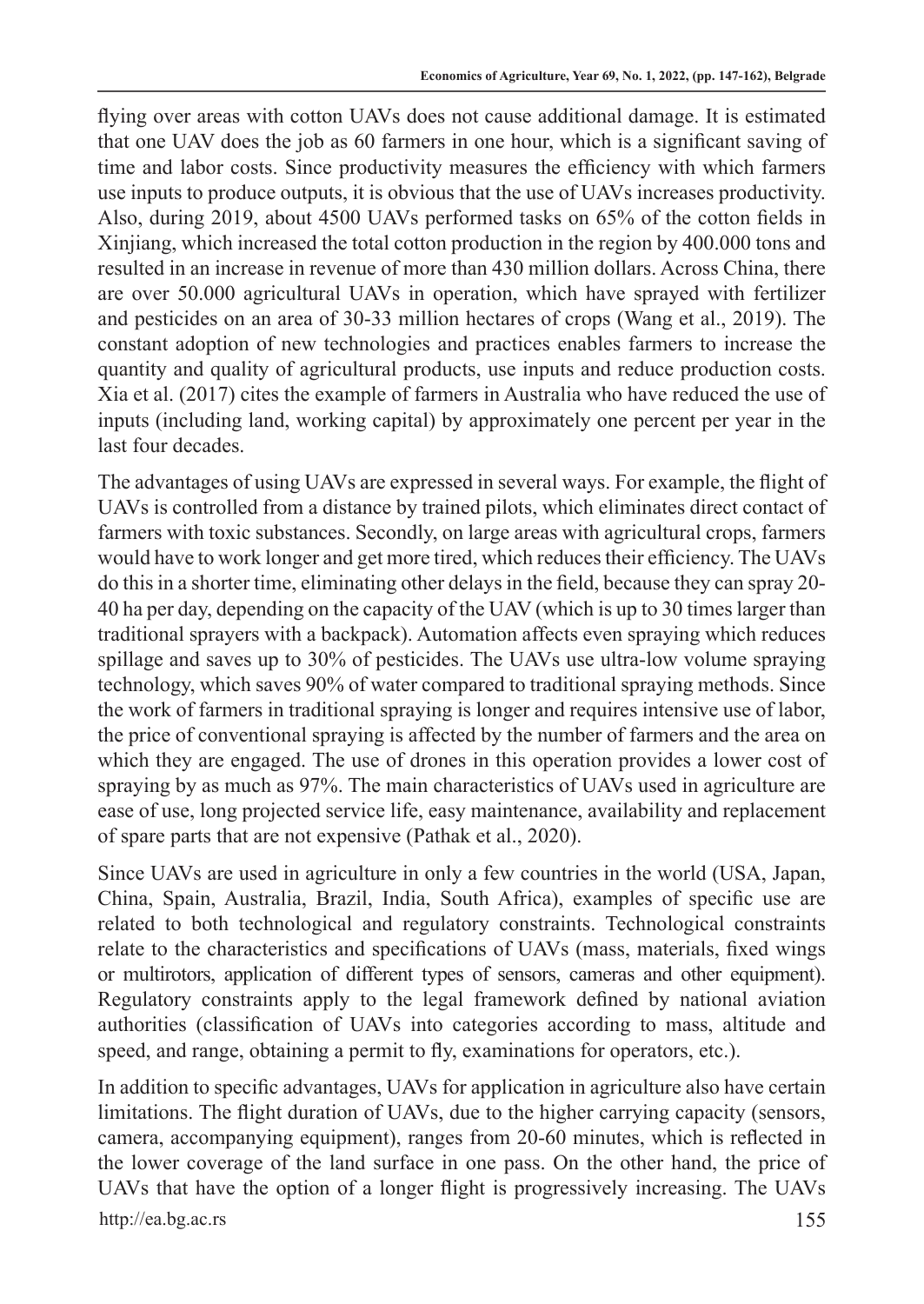flying over areas with cotton UAVs does not cause additional damage. It is estimated that one UAV does the job as 60 farmers in one hour, which is a significant saving of time and labor costs. Since productivity measures the efficiency with which farmers use inputs to produce outputs, it is obvious that the use of UAVs increases productivity. Also, during 2019, about 4500 UAVs performed tasks on 65% of the cotton fields in Xinjiang, which increased the total cotton production in the region by 400.000 tons and resulted in an increase in revenue of more than 430 million dollars. Across China, there are over 50.000 agricultural UAVs in operation, which have sprayed with fertilizer and pesticides on an area of 30-33 million hectares of crops (Wang et al., 2019). The constant adoption of new technologies and practices enables farmers to increase the quantity and quality of agricultural products, use inputs and reduce production costs. Xia et al. (2017) cites the example of farmers in Australia who have reduced the use of inputs (including land, working capital) by approximately one percent per year in the last four decades.

The advantages of using UAVs are expressed in several ways. For example, the flight of UAVs is controlled from a distance by trained pilots, which eliminates direct contact of farmers with toxic substances. Secondly, on large areas with agricultural crops, farmers would have to work longer and get more tired, which reduces their efficiency. The UAVs do this in a shorter time, eliminating other delays in the field, because they can spray 20-40 ha per day, depending on the capacity of the UAV (which is up to 30 times larger than traditional sprayers with a backpack). Automation affects even spraying which reduces spillage and saves up to 30% of pesticides. The UAVs use ultra-low volume spraying technology, which saves 90% of water compared to traditional spraying methods. Since the work of farmers in traditional spraying is longer and requires intensive use of labor, the price of conventional spraying is affected by the number of farmers and the area on which they are engaged. The use of drones in this operation provides a lower cost of spraying by as much as 97%. The main characteristics of UAVs used in agriculture are ease of use, long projected service life, easy maintenance, availability and replacement of spare parts that are not expensive (Pathak et al., 2020).

Since UAVs are used in agriculture in only a few countries in the world (USA, Japan, China, Spain, Australia, Brazil, India, South Africa), examples of specific use are related to both technological and regulatory constraints. Technological constraints relate to the characteristics and specifications of UAVs (mass, materials, fixed wings or multirotors, application of different types of sensors, cameras and other equipment). Regulatory constraints apply to the legal framework defined by national aviation authorities (classification of UAVs into categories according to mass, altitude and speed, and range, obtaining a permit to fly, examinations for operators, etc.).

In addition to specific advantages, UAVs for application in agriculture also have certain limitations. The flight duration of UAVs, due to the higher carrying capacity (sensors, camera, accompanying equipment), ranges from 20-60 minutes, which is reflected in the lower coverage of the land surface in one pass. On the other hand, the price of UAVs that have the option of a longer flight is progressively increasing. The UAVs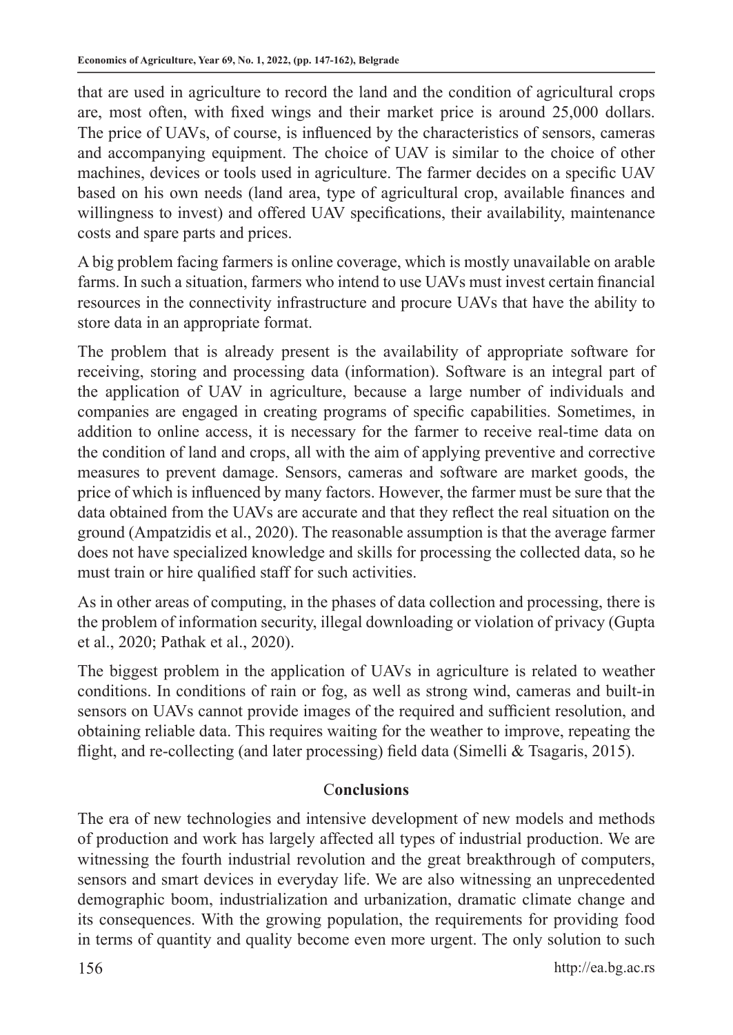that are used in agriculture to record the land and the condition of agricultural crops are, most often, with fixed wings and their market price is around 25,000 dollars. The price of UAVs, of course, is influenced by the characteristics of sensors, cameras and accompanying equipment. The choice of UAV is similar to the choice of other machines, devices or tools used in agriculture. The farmer decides on a specific UAV based on his own needs (land area, type of agricultural crop, available finances and willingness to invest) and offered UAV specifications, their availability, maintenance costs and spare parts and prices.

A big problem facing farmers is online coverage, which is mostly unavailable on arable farms. In such a situation, farmers who intend to use UAVs must invest certain financial resources in the connectivity infrastructure and procure UAVs that have the ability to store data in an appropriate format.

The problem that is already present is the availability of appropriate software for receiving, storing and processing data (information). Software is an integral part of the application of UAV in agriculture, because a large number of individuals and companies are engaged in creating programs of specific capabilities. Sometimes, in addition to online access, it is necessary for the farmer to receive real-time data on the condition of land and crops, all with the aim of applying preventive and corrective measures to prevent damage. Sensors, cameras and software are market goods, the price of which is influenced by many factors. However, the farmer must be sure that the data obtained from the UAVs are accurate and that they reflect the real situation on the ground (Ampatzidis et al., 2020). The reasonable assumption is that the average farmer does not have specialized knowledge and skills for processing the collected data, so he must train or hire qualified staff for such activities.

As in other areas of computing, in the phases of data collection and processing, there is the problem of information security, illegal downloading or violation of privacy (Gupta et al., 2020; Pathak et al., 2020).

The biggest problem in the application of UAVs in agriculture is related to weather conditions. In conditions of rain or fog, as well as strong wind, cameras and built-in sensors on UAVs cannot provide images of the required and sufficient resolution, and obtaining reliable data. This requires waiting for the weather to improve, repeating the flight, and re-collecting (and later processing) field data (Simelli & Tsagaris, 2015).

## Conclusions

The era of new technologies and intensive development of new models and methods of production and work has largely affected all types of industrial production. We are witnessing the fourth industrial revolution and the great breakthrough of computers, sensors and smart devices in everyday life. We are also witnessing an unprecedented demographic boom, industrialization and urbanization, dramatic climate change and its consequences. With the growing population, the requirements for providing food in terms of quantity and quality become even more urgent. The only solution to such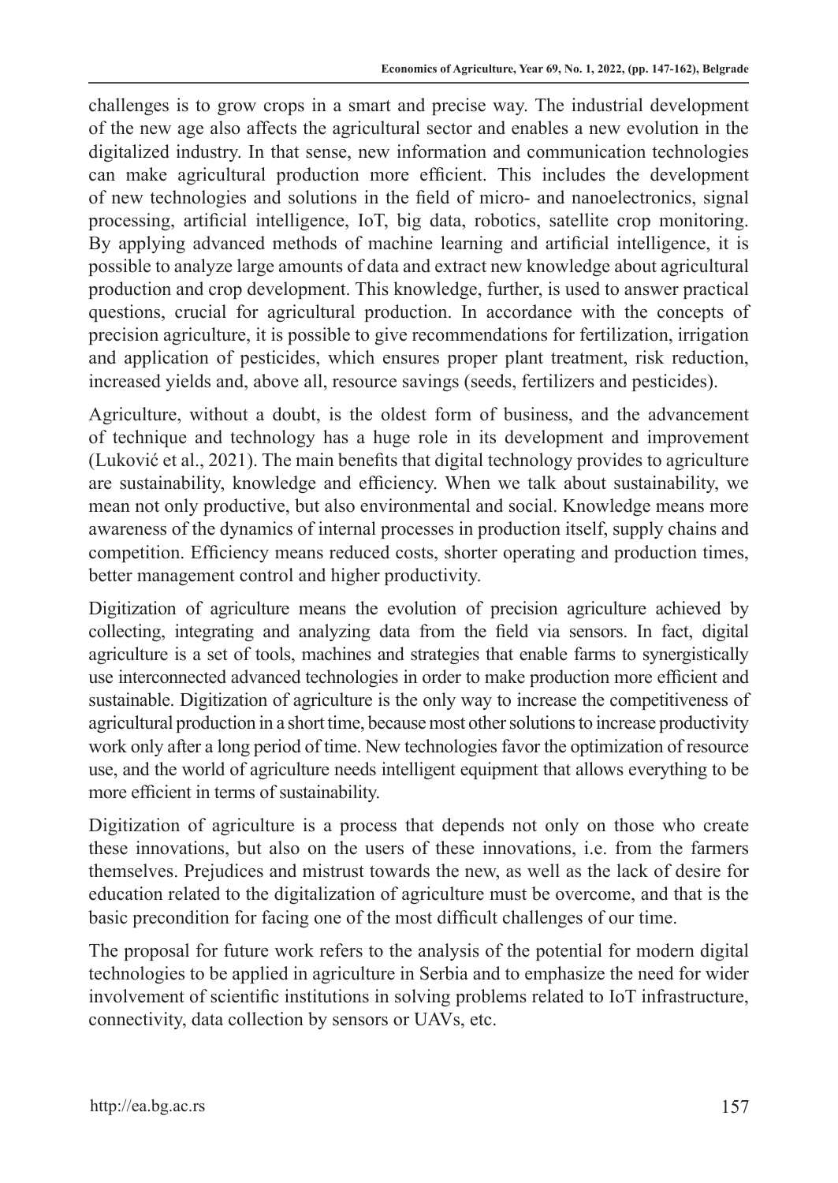challenges is to grow crops in a smart and precise way. The industrial development of the new age also affects the agricultural sector and enables a new evolution in the digitalized industry. In that sense, new information and communication technologies can make agricultural production more efficient. This includes the development of new technologies and solutions in the field of micro- and nanoelectronics, signal processing, artificial intelligence, IoT, big data, robotics, satellite crop monitoring. By applying advanced methods of machine learning and artificial intelligence, it is possible to analyze large amounts of data and extract new knowledge about agricultural production and crop development. This knowledge, further, is used to answer practical questions, crucial for agricultural production. In accordance with the concepts of precision agriculture, it is possible to give recommendations for fertilization, irrigation and application of pesticides, which ensures proper plant treatment, risk reduction, increased yields and, above all, resource savings (seeds, fertilizers and pesticides).

Agriculture, without a doubt, is the oldest form of business, and the advancement of technique and technology has a huge role in its development and improvement (Luković et al., 2021). The main benefits that digital technology provides to agriculture are sustainability, knowledge and efficiency. When we talk about sustainability, we mean not only productive, but also environmental and social. Knowledge means more awareness of the dynamics of internal processes in production itself, supply chains and competition. Efficiency means reduced costs, shorter operating and production times, better management control and higher productivity.

Digitization of agriculture means the evolution of precision agriculture achieved by collecting, integrating and analyzing data from the field via sensors. In fact, digital agriculture is a set of tools, machines and strategies that enable farms to synergistically use interconnected advanced technologies in order to make production more efficient and sustainable. Digitization of agriculture is the only way to increase the competitiveness of agricultural production in a short time, because most other solutions to increase productivity work only after a long period of time. New technologies favor the optimization of resource use, and the world of agriculture needs intelligent equipment that allows everything to be more efficient in terms of sustainability.

Digitization of agriculture is a process that depends not only on those who create these innovations, but also on the users of these innovations, i.e. from the farmers themselves. Prejudices and mistrust towards the new, as well as the lack of desire for education related to the digitalization of agriculture must be overcome, and that is the basic precondition for facing one of the most difficult challenges of our time.

The proposal for future work refers to the analysis of the potential for modern digital technologies to be applied in agriculture in Serbia and to emphasize the need for wider involvement of scientific institutions in solving problems related to IoT infrastructure, connectivity, data collection by sensors or UAVs, etc.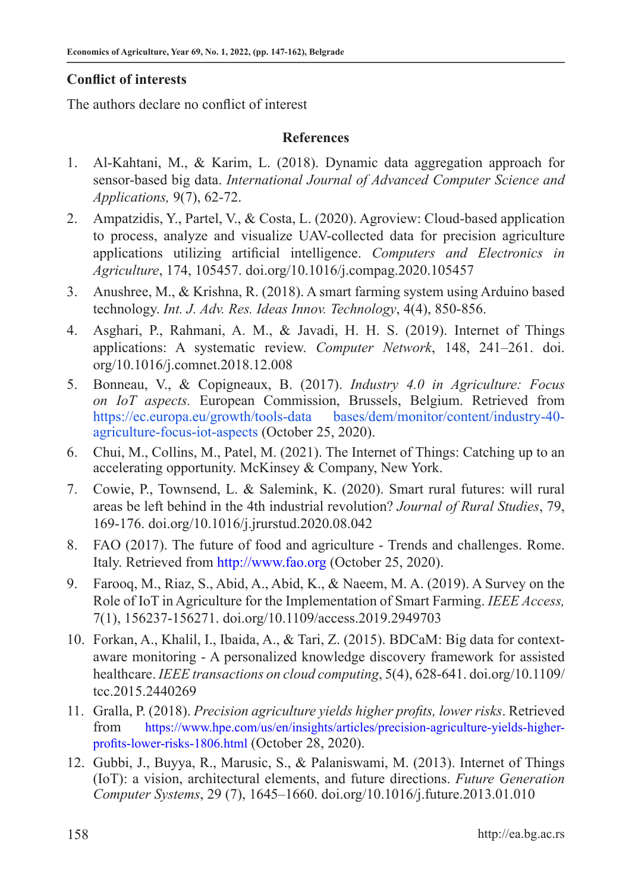## Conflict of interests

The authors declare no conflict of interest

## References

1. Al-Kahtani, M., & Karim, L. (2018). Dynamic data aggregation approach for sensor-based big data. *International Journal of Advanced Computer Science and Applications,* 9(7), 62-72.
2. Ampatzidis, Y., Partel, V., & Costa, L. (2020). Agroview: Cloud-based application to process, analyze and visualize UAV-collected data for precision agriculture applications utilizing artificial intelligence. *Computers and Electronics in Agriculture*, 174, 105457. doi.org/10.1016/j.compag.2020.105457
3. Anushree, M., & Krishna, R. (2018). A smart farming system using Arduino based technology. *Int. J. Adv. Res. Ideas Innov. Technology*, 4(4), 850-856.
4. Asghari, P., Rahmani, A. M., & Javadi, H. H. S. (2019). Internet of Things applications: A systematic review. *Computer Network*, 148, 241–261. doi.org/10.1016/j.comnet.2018.12.008
5. Bonneau, V., & Copigneaux, B. (2017). *Industry 4.0 in Agriculture: Focus on IoT aspects.* European Commission, Brussels, Belgium. Retrieved from https://ec.europa.eu/growth/tools-data bases/dem/monitor/content/industry-40-agriculture-focus-iot-aspects (October 25, 2020).
6. Chui, M., Collins, M., Patel, M. (2021). The Internet of Things: Catching up to an accelerating opportunity. McKinsey & Company, New York.
7. Cowie, P., Townsend, L. & Salemink, K. (2020). Smart rural futures: will rural areas be left behind in the 4th industrial revolution? *Journal of Rural Studies*, 79, 169-176. doi.org/10.1016/j.jrurstud.2020.08.042
8. FAO (2017). The future of food and agriculture - Trends and challenges. Rome. Italy. Retrieved from http://www.fao.org (October 25, 2020).
9. Farooq, M., Riaz, S., Abid, A., Abid, K., & Naeem, M. A. (2019). A Survey on the Role of IoT in Agriculture for the Implementation of Smart Farming. *IEEE Access,* 7(1), 156237-156271. doi.org/10.1109/access.2019.2949703
10. Forkan, A., Khalil, I., Ibaida, A., & Tari, Z. (2015). BDCaM: Big data for context-aware monitoring - A personalized knowledge discovery framework for assisted healthcare. *IEEE transactions on cloud computing*, 5(4), 628-641. doi.org/10.1109/tcc.2015.2440269
11. Gralla, P. (2018). *Precision agriculture yields higher profits, lower risks*. Retrieved from https://www.hpe.com/us/en/insights/articles/precision-agriculture-yields-higher-profits-lower-risks-1806.html (October 28, 2020).
12. Gubbi, J., Buyya, R., Marusic, S., & Palaniswami, M. (2013). Internet of Things (IoT): a vision, architectural elements, and future directions. *Future Generation Computer Systems*, 29 (7), 1645–1660. doi.org/10.1016/j.future.2013.01.010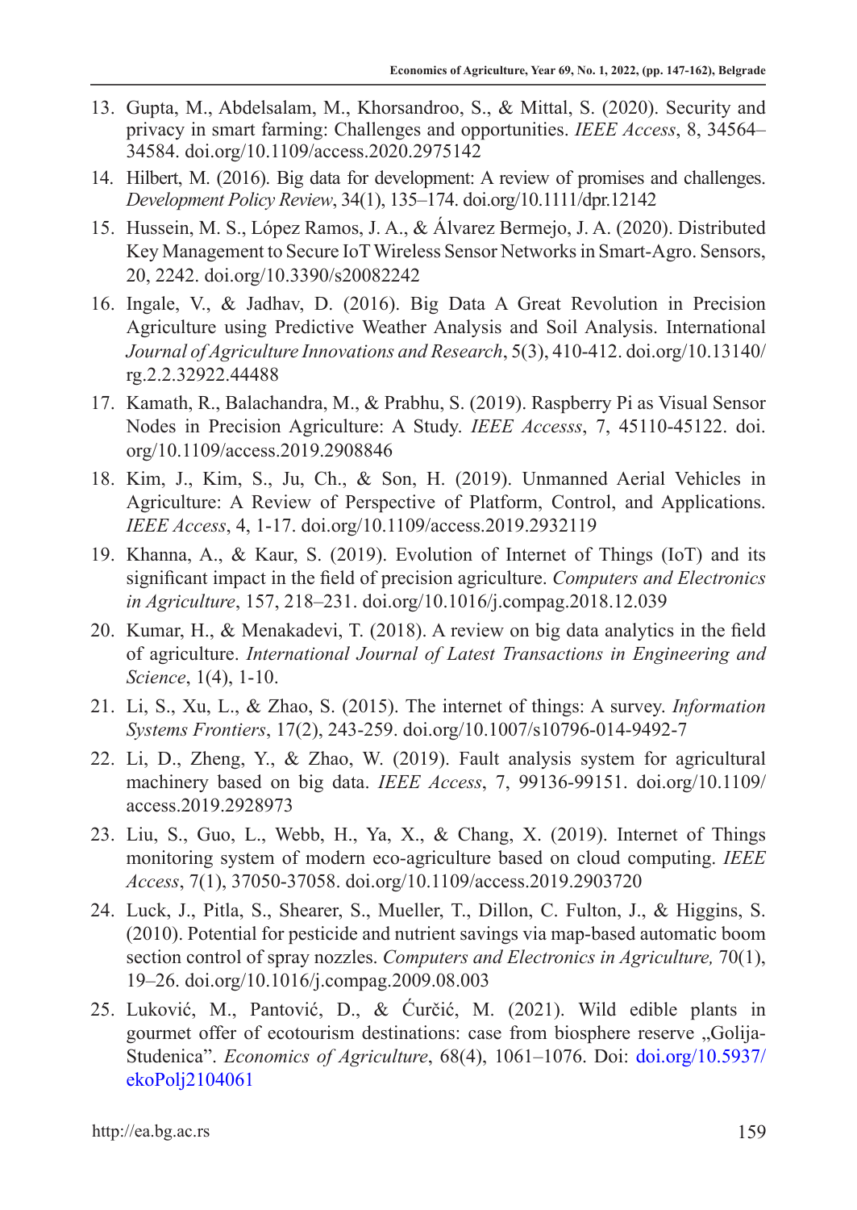13. Gupta, M., Abdelsalam, M., Khorsandroo, S., & Mittal, S. (2020). Security and privacy in smart farming: Challenges and opportunities. *IEEE Access*, 8, 34564–34584. doi.org/10.1109/access.2020.2975142
14. Hilbert, M. (2016). Big data for development: A review of promises and challenges. *Development Policy Review*, 34(1), 135–174. doi.org/10.1111/dpr.12142
15. Hussein, M. S., López Ramos, J. A., & Álvarez Bermejo, J. A. (2020). Distributed Key Management to Secure IoT Wireless Sensor Networks in Smart-Agro. Sensors, 20, 2242. doi.org/10.3390/s20082242
16. Ingale, V., & Jadhav, D. (2016). Big Data A Great Revolution in Precision Agriculture using Predictive Weather Analysis and Soil Analysis. International *Journal of Agriculture Innovations and Research*, 5(3), 410-412. doi.org/10.13140/rg.2.2.32922.44488
17. Kamath, R., Balachandra, M., & Prabhu, S. (2019). Raspberry Pi as Visual Sensor Nodes in Precision Agriculture: A Study. *IEEE Accesss*, 7, 45110-45122. doi.org/10.1109/access.2019.2908846
18. Kim, J., Kim, S., Ju, Ch., & Son, H. (2019). Unmanned Aerial Vehicles in Agriculture: A Review of Perspective of Platform, Control, and Applications. *IEEE Access*, 4, 1-17. doi.org/10.1109/access.2019.2932119
19. Khanna, A., & Kaur, S. (2019). Evolution of Internet of Things (IoT) and its significant impact in the field of precision agriculture. *Computers and Electronics in Agriculture*, 157, 218–231. doi.org/10.1016/j.compag.2018.12.039
20. Kumar, H., & Menakadevi, T. (2018). A review on big data analytics in the field of agriculture. *International Journal of Latest Transactions in Engineering and Science*, 1(4), 1-10.
21. Li, S., Xu, L., & Zhao, S. (2015). The internet of things: A survey. *Information Systems Frontiers*, 17(2), 243-259. doi.org/10.1007/s10796-014-9492-7
22. Li, D., Zheng, Y., & Zhao, W. (2019). Fault analysis system for agricultural machinery based on big data. *IEEE Access*, 7, 99136-99151. doi.org/10.1109/access.2019.2928973
23. Liu, S., Guo, L., Webb, H., Ya, X., & Chang, X. (2019). Internet of Things monitoring system of modern eco-agriculture based on cloud computing. *IEEE Access*, 7(1), 37050-37058. doi.org/10.1109/access.2019.2903720
24. Luck, J., Pitla, S., Shearer, S., Mueller, T., Dillon, C. Fulton, J., & Higgins, S. (2010). Potential for pesticide and nutrient savings via map-based automatic boom section control of spray nozzles. *Computers and Electronics in Agriculture,* 70(1), 19–26. doi.org/10.1016/j.compag.2009.08.003
25. Luković, M., Pantović, D., & Ćurčić, M. (2021). Wild edible plants in gourmet offer of ecotourism destinations: case from biosphere reserve „Golija-Studenica". *Economics of Agriculture*, 68(4), 1061–1076. Doi: doi.org/10.5937/ekoPolj2104061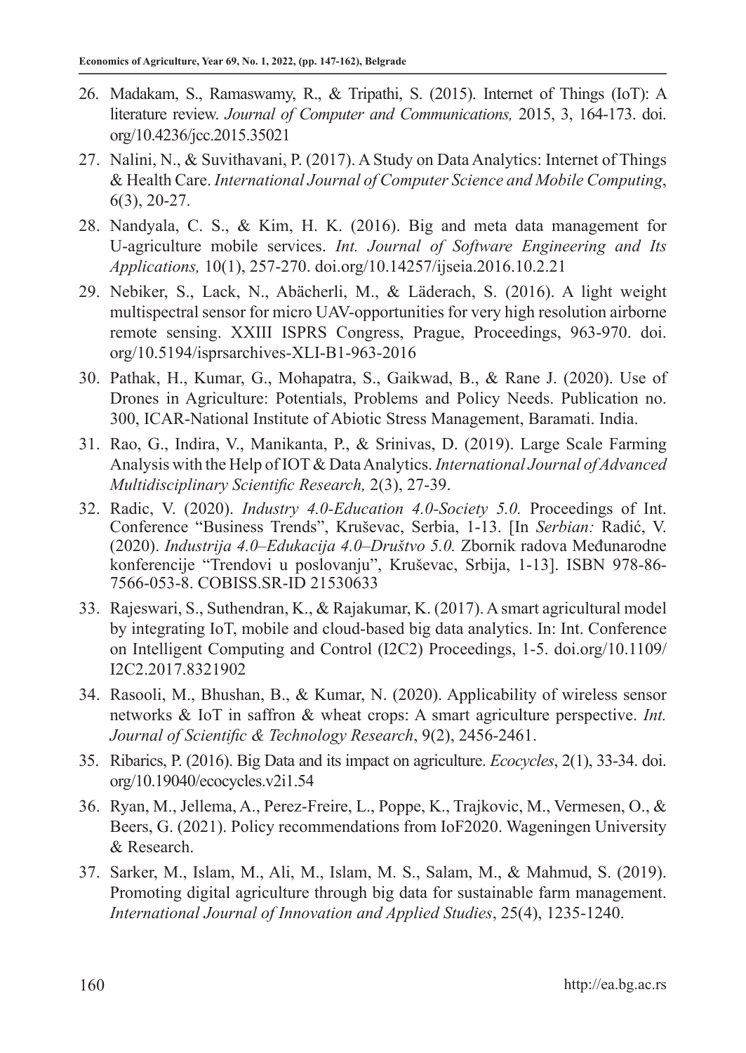26. Madakam, S., Ramaswamy, R., & Tripathi, S. (2015). Internet of Things (IoT): A literature review. *Journal of Computer and Communications,* 2015, 3, 164-173. doi.org/10.4236/jcc.2015.35021
27. Nalini, N., & Suvithavani, P. (2017). A Study on Data Analytics: Internet of Things & Health Care. *International Journal of Computer Science and Mobile Computing*, 6(3), 20-27.
28. Nandyala, C. S., & Kim, H. K. (2016). Big and meta data management for U-agriculture mobile services. *Int. Journal of Software Engineering and Its Applications,* 10(1), 257-270. doi.org/10.14257/ijseia.2016.10.2.21
29. Nebiker, S., Lack, N., Abächerli, M., & Läderach, S. (2016). A light weight multispectral sensor for micro UAV-opportunities for very high resolution airborne remote sensing. XXIII ISPRS Congress, Prague, Proceedings, 963-970. doi.org/10.5194/isprsarchives-XLI-B1-963-2016
30. Pathak, H., Kumar, G., Mohapatra, S., Gaikwad, B., & Rane J. (2020). Use of Drones in Agriculture: Potentials, Problems and Policy Needs. Publication no. 300, ICAR-National Institute of Abiotic Stress Management, Baramati. India.
31. Rao, G., Indira, V., Manikanta, P., & Srinivas, D. (2019). Large Scale Farming Analysis with the Help of IOT & Data Analytics. *International Journal of Advanced Multidisciplinary Scientific Research,* 2(3), 27-39.
32. Radic, V. (2020). *Industry 4.0-Education 4.0-Society 5.0.* Proceedings of Int. Conference "Business Trends", Kruševac, Serbia, 1-13. [In *Serbian:* Radić, V. (2020). *Industrija 4.0–Edukacija 4.0–Društvo 5.0.* Zbornik radova Međunarodne konferencije "Trendovi u poslovanju", Kruševac, Srbija, 1-13]. ISBN 978-86-7566-053-8. COBISS.SR-ID 21530633
33. Rajeswari, S., Suthendran, K., & Rajakumar, K. (2017). A smart agricultural model by integrating IoT, mobile and cloud-based big data analytics. In: Int. Conference on Intelligent Computing and Control (I2C2) Proceedings, 1-5. doi.org/10.1109/I2C2.2017.8321902
34. Rasooli, M., Bhushan, B., & Kumar, N. (2020). Applicability of wireless sensor networks & IoT in saffron & wheat crops: A smart agriculture perspective. *Int. Journal of Scientific & Technology Research*, 9(2), 2456-2461.
35. Ribarics, P. (2016). Big Data and its impact on agriculture. *Ecocycles*, 2(1), 33-34. doi.org/10.19040/ecocycles.v2i1.54
36. Ryan, M., Jellema, A., Perez-Freire, L., Poppe, K., Trajkovic, M., Vermesen, O., & Beers, G. (2021). Policy recommendations from IoF2020. Wageningen University & Research.
37. Sarker, M., Islam, M., Ali, M., Islam, M. S., Salam, M., & Mahmud, S. (2019). Promoting digital agriculture through big data for sustainable farm management. *International Journal of Innovation and Applied Studies*, 25(4), 1235-1240.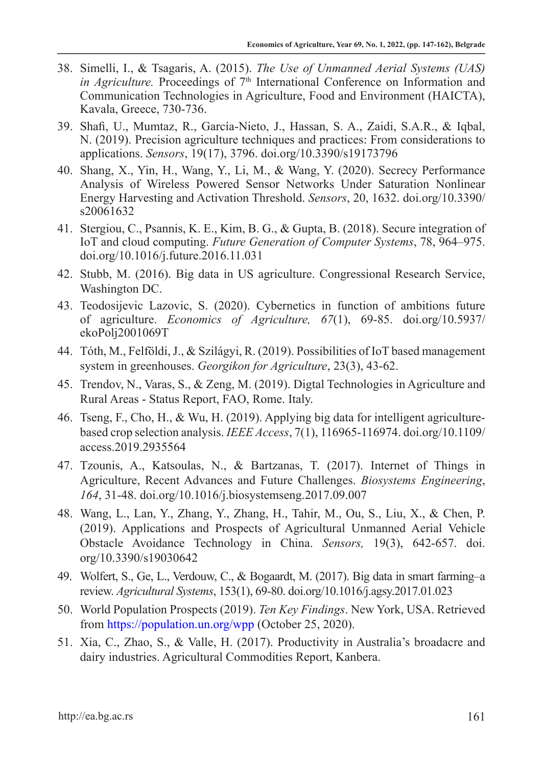38. Simelli, I., & Tsagaris, A. (2015). *The Use of Unmanned Aerial Systems (UAS) in Agriculture.* Proceedings of 7th International Conference on Information and Communication Technologies in Agriculture, Food and Environment (HAICTA), Kavala, Greece, 730-736.
39. Shafi, U., Mumtaz, R., García-Nieto, J., Hassan, S. A., Zaidi, S.A.R., & Iqbal, N. (2019). Precision agriculture techniques and practices: From considerations to applications. *Sensors*, 19(17), 3796. doi.org/10.3390/s19173796
40. Shang, X., Yin, H., Wang, Y., Li, M., & Wang, Y. (2020). Secrecy Performance Analysis of Wireless Powered Sensor Networks Under Saturation Nonlinear Energy Harvesting and Activation Threshold. *Sensors*, 20, 1632. doi.org/10.3390/s20061632
41. Stergiou, C., Psannis, K. E., Kim, B. G., & Gupta, B. (2018). Secure integration of IoT and cloud computing. *Future Generation of Computer Systems*, 78, 964–975. doi.org/10.1016/j.future.2016.11.031
42. Stubb, M. (2016). Big data in US agriculture. Congressional Research Service, Washington DC.
43. Teodosijevic Lazovic, S. (2020). Cybernetics in function of ambitions future of agriculture. *Economics of Agriculture, 67*(1), 69-85. doi.org/10.5937/ekoPolj2001069T
44. Tóth, M., Felföldi, J., & Szilágyi, R. (2019). Possibilities of IoT based management system in greenhouses. *Georgikon for Agriculture*, 23(3), 43-62.
45. Trendov, N., Varas, S., & Zeng, M. (2019). Digtal Technologies in Agriculture and Rural Areas - Status Report, FAO, Rome. Italy.
46. Tseng, F., Cho, H., & Wu, H. (2019). Applying big data for intelligent agriculture-based crop selection analysis. *IEEE Access*, 7(1), 116965-116974. doi.org/10.1109/access.2019.2935564
47. Tzounis, A., Katsoulas, N., & Bartzanas, T. (2017). Internet of Things in Agriculture, Recent Advances and Future Challenges. *Biosystems Engineering*, *164*, 31-48. doi.org/10.1016/j.biosystemseng.2017.09.007
48. Wang, L., Lan, Y., Zhang, Y., Zhang, H., Tahir, M., Ou, S., Liu, X., & Chen, P. (2019). Applications and Prospects of Agricultural Unmanned Aerial Vehicle Obstacle Avoidance Technology in China. *Sensors,* 19(3), 642-657. doi.org/10.3390/s19030642
49. Wolfert, S., Ge, L., Verdouw, C., & Bogaardt, M. (2017). Big data in smart farming–a review. *Agricultural Systems*, 153(1), 69-80. doi.org/10.1016/j.agsy.2017.01.023
50. World Population Prospects (2019). *Ten Key Findings*. New York, USA. Retrieved from https://population.un.org/wpp (October 25, 2020).
51. Xia, C., Zhao, S., & Valle, H. (2017). Productivity in Australia's broadacre and dairy industries. Agricultural Commodities Report, Kanbera.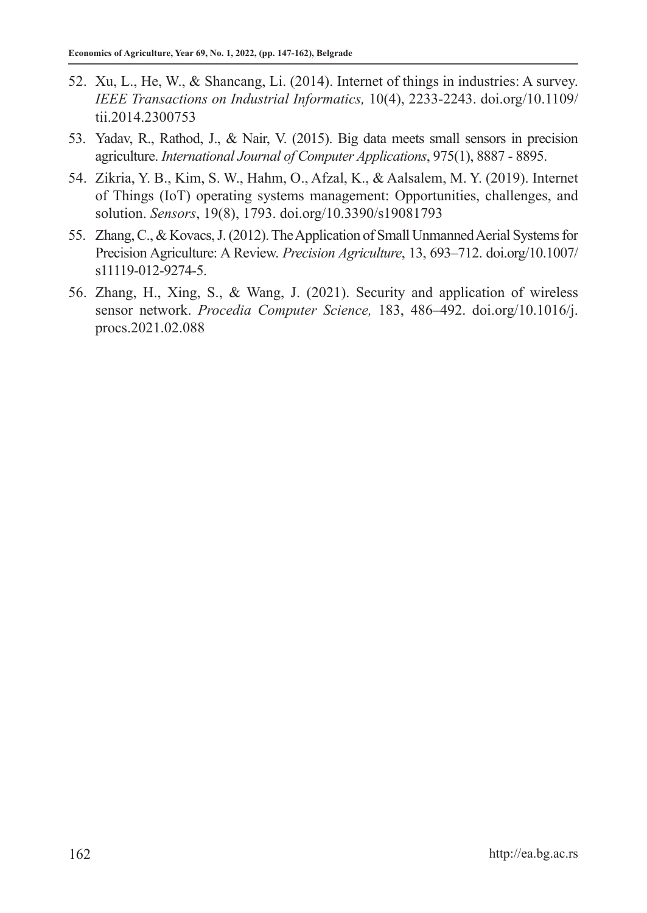52. Xu, L., He, W., & Shancang, Li. (2014). Internet of things in industries: A survey. *IEEE Transactions on Industrial Informatics,* 10(4), 2233-2243. doi.org/10.1109/tii.2014.2300753
53. Yadav, R., Rathod, J., & Nair, V. (2015). Big data meets small sensors in precision agriculture. *International Journal of Computer Applications*, 975(1), 8887 - 8895.
54. Zikria, Y. B., Kim, S. W., Hahm, O., Afzal, K., & Aalsalem, M. Y. (2019). Internet of Things (IoT) operating systems management: Opportunities, challenges, and solution. *Sensors*, 19(8), 1793. doi.org/10.3390/s19081793
55. Zhang, C., & Kovacs, J. (2012). The Application of Small Unmanned Aerial Systems for Precision Agriculture: A Review. *Precision Agriculture*, 13, 693–712. doi.org/10.1007/s11119-012-9274-5.
56. Zhang, H., Xing, S., & Wang, J. (2021). Security and application of wireless sensor network. *Procedia Computer Science,* 183, 486–492. doi.org/10.1016/j.procs.2021.02.088